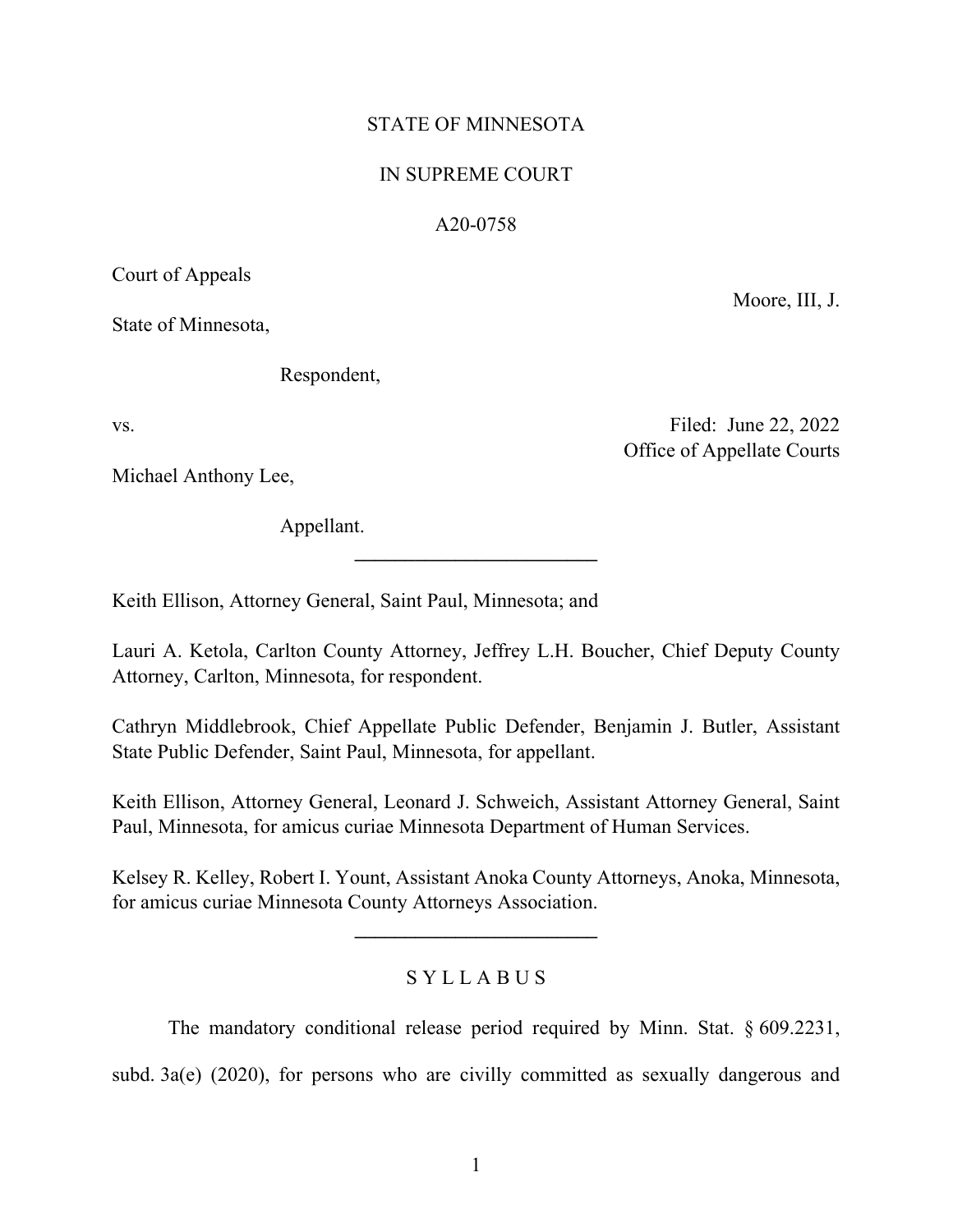STATE OF MINNESOTA

IN SUPREME COURT

A20-0758

Court of Appeals

Moore, III, J.

State of Minnesota,

Respondent,

vs.

Filed: June 22, 2022
Office of Appellate Courts

Michael Anthony Lee,

Appellant.

---

Keith Ellison, Attorney General, Saint Paul, Minnesota; and

Lauri A. Ketola, Carlton County Attorney, Jeffrey L.H. Boucher, Chief Deputy County Attorney, Carlton, Minnesota, for respondent.

Cathryn Middlebrook, Chief Appellate Public Defender, Benjamin J. Butler, Assistant State Public Defender, Saint Paul, Minnesota, for appellant.

Keith Ellison, Attorney General, Leonard J. Schweich, Assistant Attorney General, Saint Paul, Minnesota, for amicus curiae Minnesota Department of Human Services.

Kelsey R. Kelley, Robert I. Yount, Assistant Anoka County Attorneys, Anoka, Minnesota, for amicus curiae Minnesota County Attorneys Association.

---

## S Y L L A B U S

The mandatory conditional release period required by Minn. Stat. § 609.2231, subd. 3a(e) (2020), for persons who are civilly committed as sexually dangerous and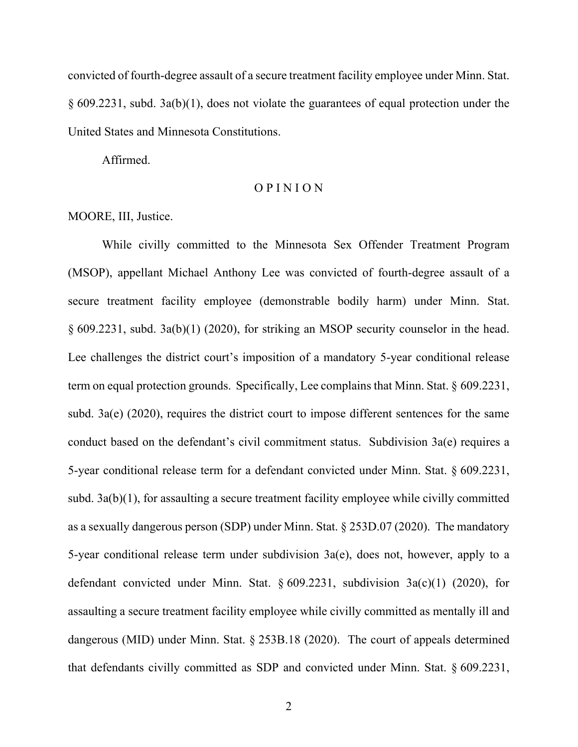convicted of fourth-degree assault of a secure treatment facility employee under Minn. Stat. § 609.2231, subd. 3a(b)(1), does not violate the guarantees of equal protection under the United States and Minnesota Constitutions.

Affirmed.

O P I N I O N

MOORE, III, Justice.

While civilly committed to the Minnesota Sex Offender Treatment Program (MSOP), appellant Michael Anthony Lee was convicted of fourth-degree assault of a secure treatment facility employee (demonstrable bodily harm) under Minn. Stat. § 609.2231, subd. 3a(b)(1) (2020), for striking an MSOP security counselor in the head. Lee challenges the district court's imposition of a mandatory 5-year conditional release term on equal protection grounds. Specifically, Lee complains that Minn. Stat. § 609.2231, subd. 3a(e) (2020), requires the district court to impose different sentences for the same conduct based on the defendant's civil commitment status. Subdivision 3a(e) requires a 5-year conditional release term for a defendant convicted under Minn. Stat. § 609.2231, subd. 3a(b)(1), for assaulting a secure treatment facility employee while civilly committed as a sexually dangerous person (SDP) under Minn. Stat. § 253D.07 (2020). The mandatory 5-year conditional release term under subdivision 3a(e), does not, however, apply to a defendant convicted under Minn. Stat. § 609.2231, subdivision 3a(c)(1) (2020), for assaulting a secure treatment facility employee while civilly committed as mentally ill and dangerous (MID) under Minn. Stat. § 253B.18 (2020). The court of appeals determined that defendants civilly committed as SDP and convicted under Minn. Stat. § 609.2231,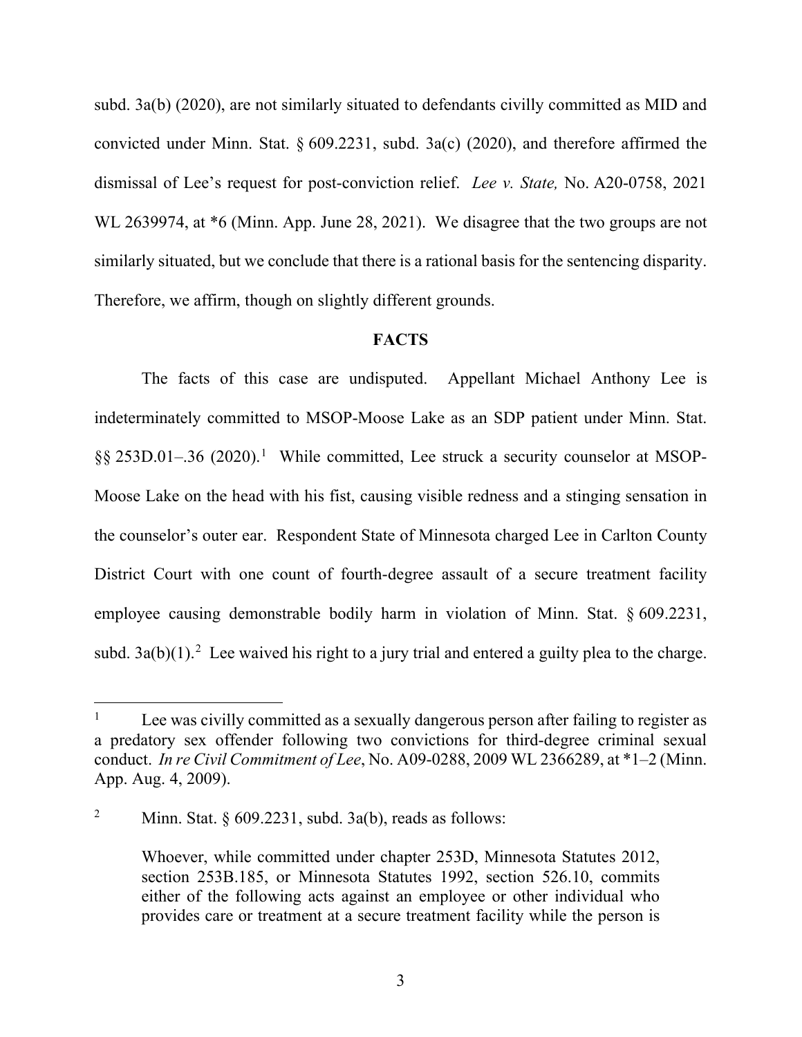subd. 3a(b) (2020), are not similarly situated to defendants civilly committed as MID and convicted under Minn. Stat. § 609.2231, subd. 3a(c) (2020), and therefore affirmed the dismissal of Lee's request for post-conviction relief. *Lee v. State,* No. A20-0758, 2021 WL 2639974, at *6 (Minn. App. June 28, 2021). We disagree that the two groups are not similarly situated, but we conclude that there is a rational basis for the sentencing disparity. Therefore, we affirm, though on slightly different grounds.

## FACTS

The facts of this case are undisputed. Appellant Michael Anthony Lee is indeterminately committed to MSOP-Moose Lake as an SDP patient under Minn. Stat. §§ 253D.01–.36 (2020).[1] While committed, Lee struck a security counselor at MSOP-Moose Lake on the head with his fist, causing visible redness and a stinging sensation in the counselor's outer ear. Respondent State of Minnesota charged Lee in Carlton County District Court with one count of fourth-degree assault of a secure treatment facility employee causing demonstrable bodily harm in violation of Minn. Stat. § 609.2231, subd. 3a(b)(1).[2] Lee waived his right to a jury trial and entered a guilty plea to the charge.

---

[1] Lee was civilly committed as a sexually dangerous person after failing to register as a predatory sex offender following two convictions for third-degree criminal sexual conduct. *In re Civil Commitment of Lee*, No. A09-0288, 2009 WL 2366289, at *1–2 (Minn. App. Aug. 4, 2009).

[2] Minn. Stat. § 609.2231, subd. 3a(b), reads as follows:

> Whoever, while committed under chapter 253D, Minnesota Statutes 2012, section 253B.185, or Minnesota Statutes 1992, section 526.10, commits either of the following acts against an employee or other individual who provides care or treatment at a secure treatment facility while the person is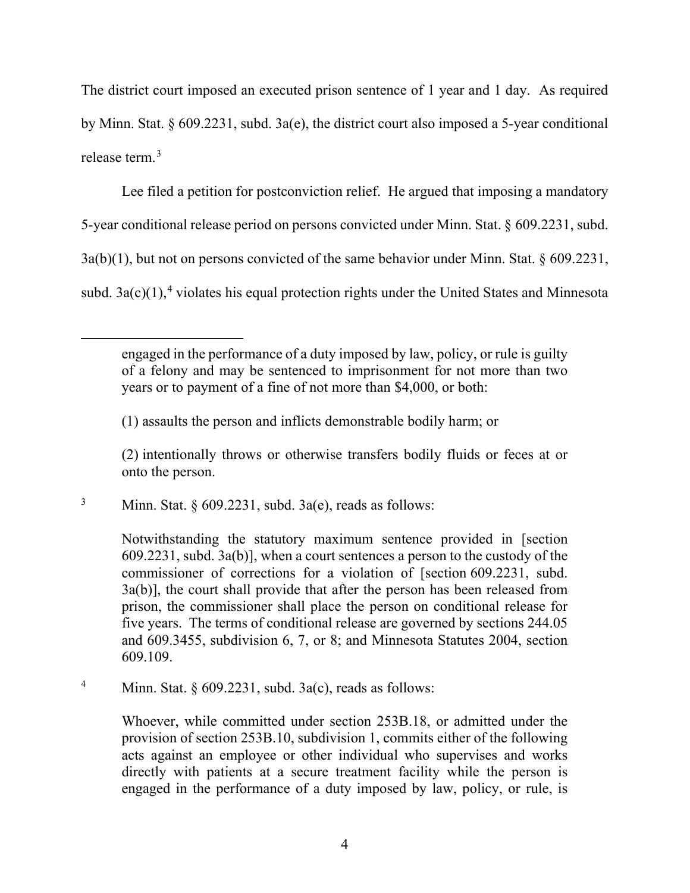The district court imposed an executed prison sentence of 1 year and 1 day. As required by Minn. Stat. § 609.2231, subd. 3a(e), the district court also imposed a 5-year conditional release term.[3]

Lee filed a petition for postconviction relief. He argued that imposing a mandatory 5-year conditional release period on persons convicted under Minn. Stat. § 609.2231, subd. 3a(b)(1), but not on persons convicted of the same behavior under Minn. Stat. § 609.2231, subd. 3a(c)(1),[4] violates his equal protection rights under the United States and Minnesota

---

> engaged in the performance of a duty imposed by law, policy, or rule is guilty of a felony and may be sentenced to imprisonment for not more than two years or to payment of a fine of not more than $4,000, or both:
>
> (1) assaults the person and inflicts demonstrable bodily harm; or
>
> (2) intentionally throws or otherwise transfers bodily fluids or feces at or onto the person.

[3] Minn. Stat. § 609.2231, subd. 3a(e), reads as follows:

> Notwithstanding the statutory maximum sentence provided in [section 609.2231, subd. 3a(b)], when a court sentences a person to the custody of the commissioner of corrections for a violation of [section 609.2231, subd. 3a(b)], the court shall provide that after the person has been released from prison, the commissioner shall place the person on conditional release for five years. The terms of conditional release are governed by sections 244.05 and 609.3455, subdivision 6, 7, or 8; and Minnesota Statutes 2004, section 609.109.

[4] Minn. Stat. § 609.2231, subd. 3a(c), reads as follows:

> Whoever, while committed under section 253B.18, or admitted under the provision of section 253B.10, subdivision 1, commits either of the following acts against an employee or other individual who supervises and works directly with patients at a secure treatment facility while the person is engaged in the performance of a duty imposed by law, policy, or rule, is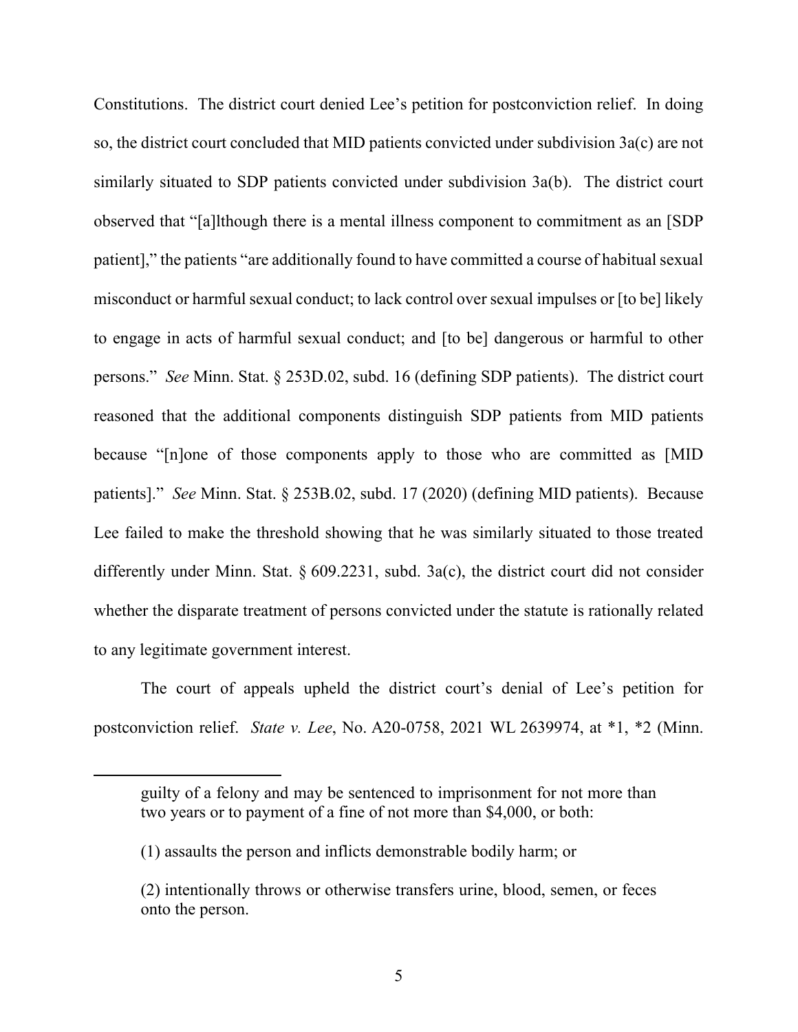Constitutions. The district court denied Lee's petition for postconviction relief. In doing so, the district court concluded that MID patients convicted under subdivision 3a(c) are not similarly situated to SDP patients convicted under subdivision 3a(b). The district court observed that "[a]lthough there is a mental illness component to commitment as an [SDP patient]," the patients "are additionally found to have committed a course of habitual sexual misconduct or harmful sexual conduct; to lack control over sexual impulses or [to be] likely to engage in acts of harmful sexual conduct; and [to be] dangerous or harmful to other persons." *See* Minn. Stat. § 253D.02, subd. 16 (defining SDP patients). The district court reasoned that the additional components distinguish SDP patients from MID patients because "[n]one of those components apply to those who are committed as [MID patients]." *See* Minn. Stat. § 253B.02, subd. 17 (2020) (defining MID patients). Because Lee failed to make the threshold showing that he was similarly situated to those treated differently under Minn. Stat. § 609.2231, subd. 3a(c), the district court did not consider whether the disparate treatment of persons convicted under the statute is rationally related to any legitimate government interest.

The court of appeals upheld the district court's denial of Lee's petition for postconviction relief. *State v. Lee*, No. A20-0758, 2021 WL 2639974, at *1, *2 (Minn.

---

> guilty of a felony and may be sentenced to imprisonment for not more than two years or to payment of a fine of not more than $4,000, or both:
>
> (1) assaults the person and inflicts demonstrable bodily harm; or
>
> (2) intentionally throws or otherwise transfers urine, blood, semen, or feces onto the person.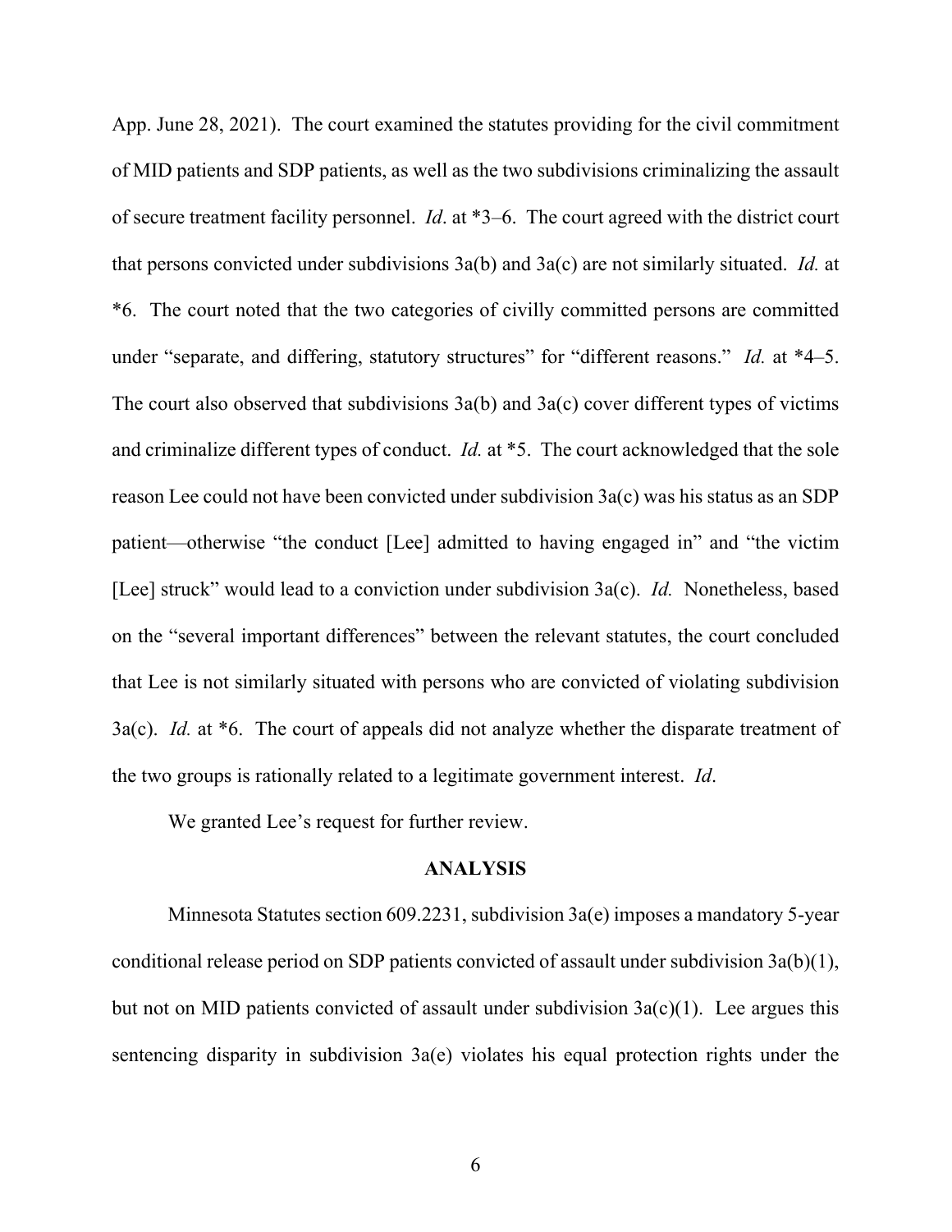App. June 28, 2021). The court examined the statutes providing for the civil commitment of MID patients and SDP patients, as well as the two subdivisions criminalizing the assault of secure treatment facility personnel. *Id*. at *3–6. The court agreed with the district court that persons convicted under subdivisions 3a(b) and 3a(c) are not similarly situated. *Id.* at *6. The court noted that the two categories of civilly committed persons are committed under "separate, and differing, statutory structures" for "different reasons." *Id.* at *4–5. The court also observed that subdivisions 3a(b) and 3a(c) cover different types of victims and criminalize different types of conduct. *Id.* at *5. The court acknowledged that the sole reason Lee could not have been convicted under subdivision 3a(c) was his status as an SDP patient—otherwise "the conduct [Lee] admitted to having engaged in" and "the victim [Lee] struck" would lead to a conviction under subdivision 3a(c). *Id.* Nonetheless, based on the "several important differences" between the relevant statutes, the court concluded that Lee is not similarly situated with persons who are convicted of violating subdivision 3a(c). *Id.* at *6. The court of appeals did not analyze whether the disparate treatment of the two groups is rationally related to a legitimate government interest. *Id*.

We granted Lee's request for further review.

## ANALYSIS

Minnesota Statutes section 609.2231, subdivision 3a(e) imposes a mandatory 5-year conditional release period on SDP patients convicted of assault under subdivision 3a(b)(1), but not on MID patients convicted of assault under subdivision 3a(c)(1). Lee argues this sentencing disparity in subdivision 3a(e) violates his equal protection rights under the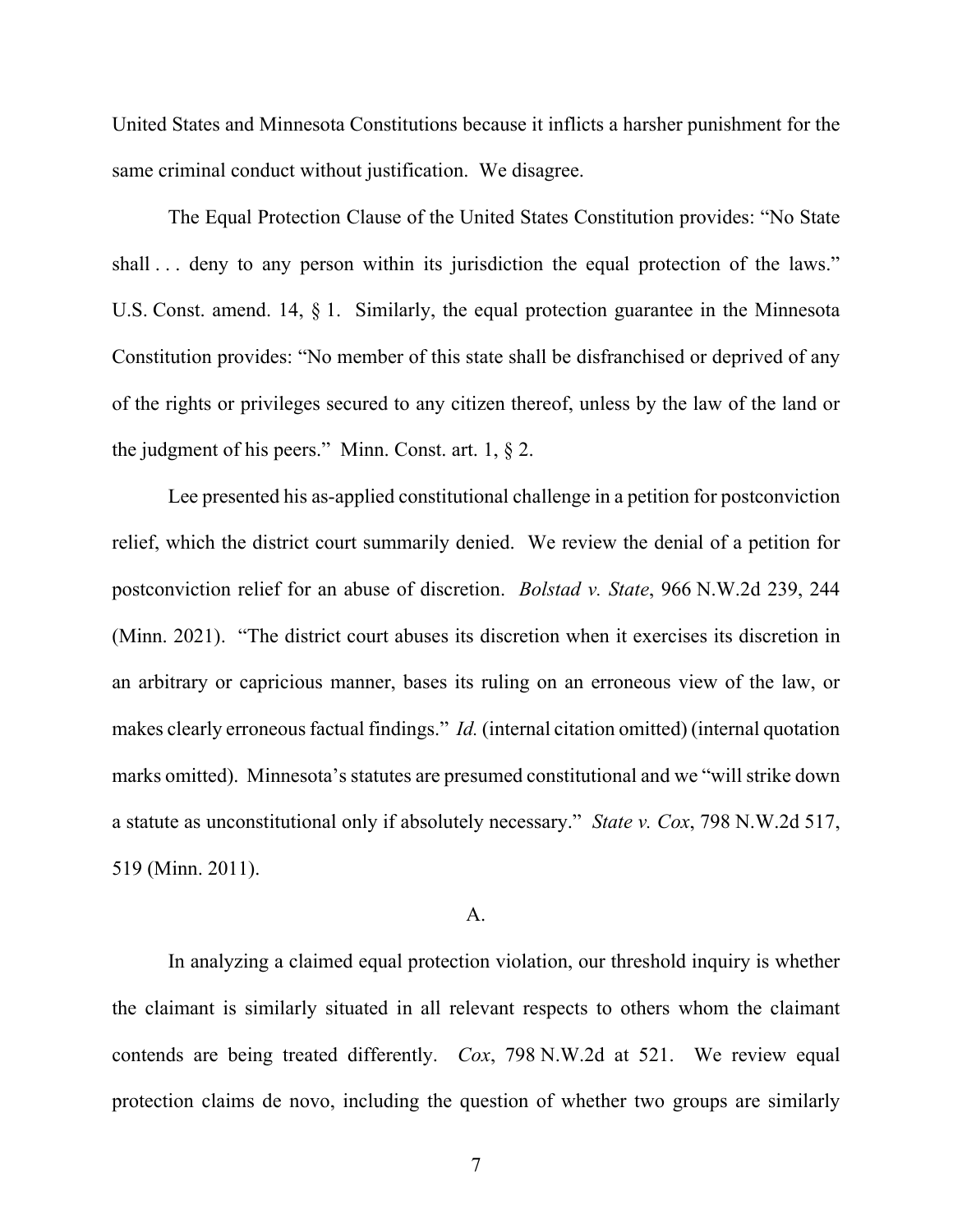United States and Minnesota Constitutions because it inflicts a harsher punishment for the same criminal conduct without justification. We disagree.

The Equal Protection Clause of the United States Constitution provides: "No State shall . . . deny to any person within its jurisdiction the equal protection of the laws." U.S. Const. amend. 14, § 1. Similarly, the equal protection guarantee in the Minnesota Constitution provides: "No member of this state shall be disfranchised or deprived of any of the rights or privileges secured to any citizen thereof, unless by the law of the land or the judgment of his peers." Minn. Const. art. 1, § 2.

Lee presented his as-applied constitutional challenge in a petition for postconviction relief, which the district court summarily denied. We review the denial of a petition for postconviction relief for an abuse of discretion. *Bolstad v. State*, 966 N.W.2d 239, 244 (Minn. 2021). "The district court abuses its discretion when it exercises its discretion in an arbitrary or capricious manner, bases its ruling on an erroneous view of the law, or makes clearly erroneous factual findings." *Id.* (internal citation omitted) (internal quotation marks omitted). Minnesota's statutes are presumed constitutional and we "will strike down a statute as unconstitutional only if absolutely necessary." *State v. Cox*, 798 N.W.2d 517, 519 (Minn. 2011).

A.

In analyzing a claimed equal protection violation, our threshold inquiry is whether the claimant is similarly situated in all relevant respects to others whom the claimant contends are being treated differently. *Cox*, 798 N.W.2d at 521. We review equal protection claims de novo, including the question of whether two groups are similarly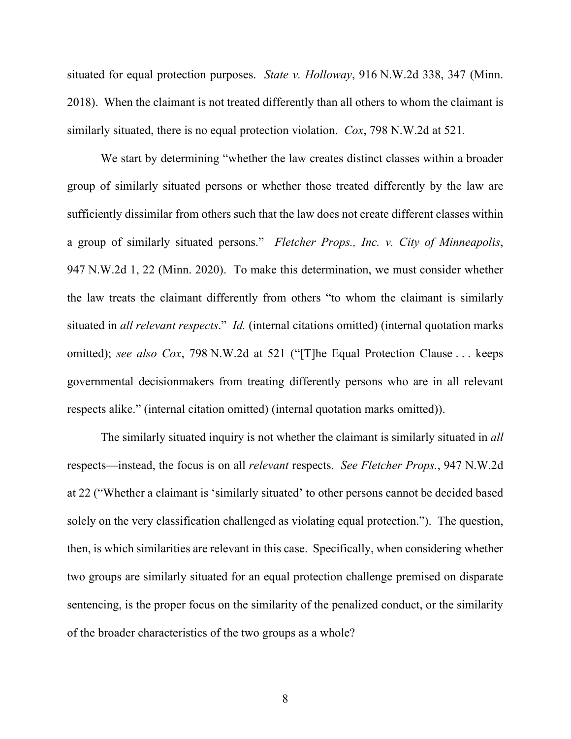situated for equal protection purposes. *State v. Holloway*, 916 N.W.2d 338, 347 (Minn. 2018). When the claimant is not treated differently than all others to whom the claimant is similarly situated, there is no equal protection violation. *Cox*, 798 N.W.2d at 521.

We start by determining "whether the law creates distinct classes within a broader group of similarly situated persons or whether those treated differently by the law are sufficiently dissimilar from others such that the law does not create different classes within a group of similarly situated persons." *Fletcher Props., Inc. v. City of Minneapolis*, 947 N.W.2d 1, 22 (Minn. 2020). To make this determination, we must consider whether the law treats the claimant differently from others "to whom the claimant is similarly situated in *all relevant respects*." *Id.* (internal citations omitted) (internal quotation marks omitted); *see also Cox*, 798 N.W.2d at 521 ("[T]he Equal Protection Clause . . . keeps governmental decisionmakers from treating differently persons who are in all relevant respects alike." (internal citation omitted) (internal quotation marks omitted)).

The similarly situated inquiry is not whether the claimant is similarly situated in *all* respects—instead, the focus is on all *relevant* respects. *See Fletcher Props.*, 947 N.W.2d at 22 ("Whether a claimant is 'similarly situated' to other persons cannot be decided based solely on the very classification challenged as violating equal protection."). The question, then, is which similarities are relevant in this case. Specifically, when considering whether two groups are similarly situated for an equal protection challenge premised on disparate sentencing, is the proper focus on the similarity of the penalized conduct, or the similarity of the broader characteristics of the two groups as a whole?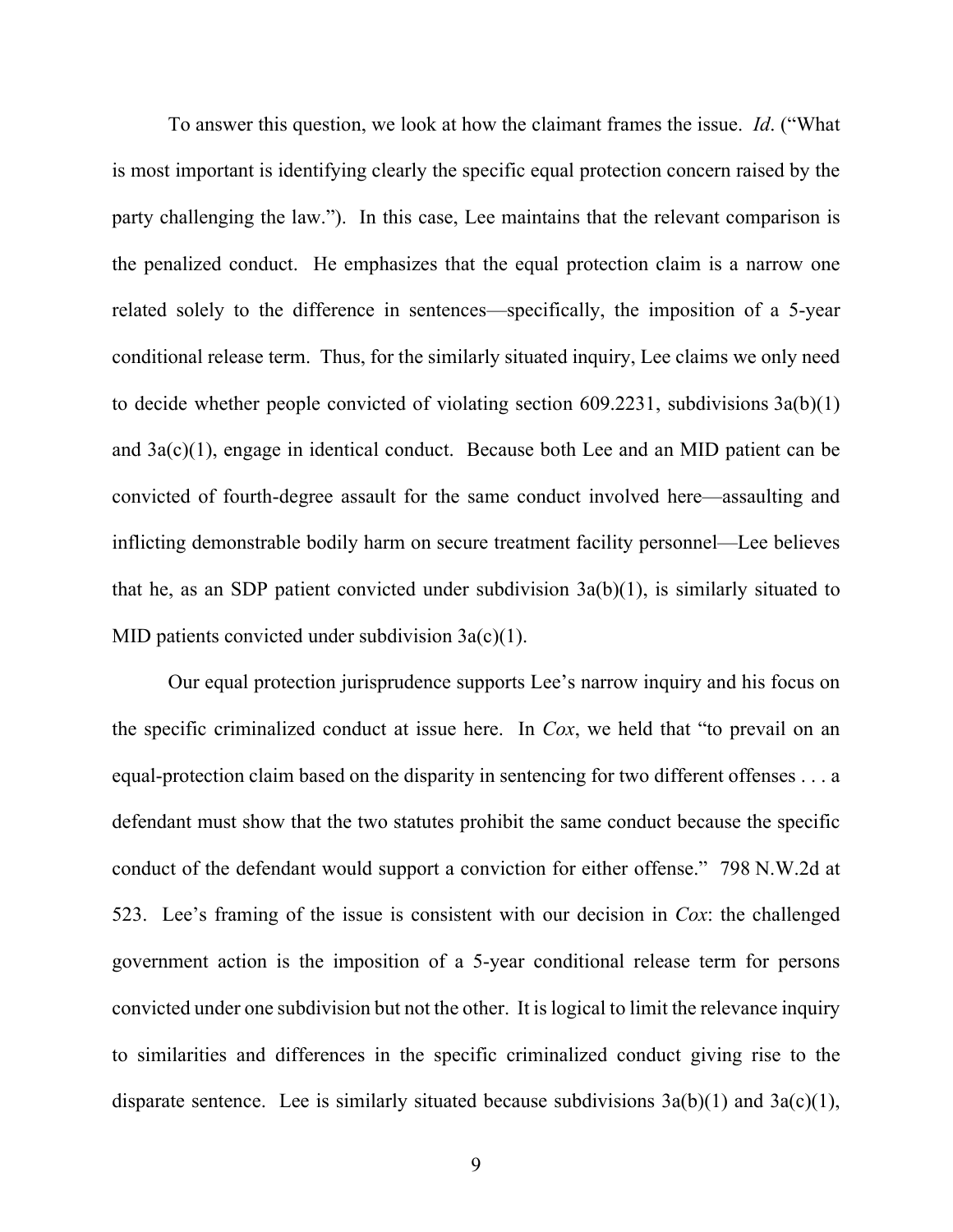To answer this question, we look at how the claimant frames the issue. *Id*. ("What is most important is identifying clearly the specific equal protection concern raised by the party challenging the law."). In this case, Lee maintains that the relevant comparison is the penalized conduct. He emphasizes that the equal protection claim is a narrow one related solely to the difference in sentences—specifically, the imposition of a 5-year conditional release term. Thus, for the similarly situated inquiry, Lee claims we only need to decide whether people convicted of violating section 609.2231, subdivisions 3a(b)(1) and 3a(c)(1), engage in identical conduct. Because both Lee and an MID patient can be convicted of fourth-degree assault for the same conduct involved here—assaulting and inflicting demonstrable bodily harm on secure treatment facility personnel—Lee believes that he, as an SDP patient convicted under subdivision 3a(b)(1), is similarly situated to MID patients convicted under subdivision 3a(c)(1).

Our equal protection jurisprudence supports Lee's narrow inquiry and his focus on the specific criminalized conduct at issue here. In *Cox*, we held that "to prevail on an equal-protection claim based on the disparity in sentencing for two different offenses . . . a defendant must show that the two statutes prohibit the same conduct because the specific conduct of the defendant would support a conviction for either offense." 798 N.W.2d at 523. Lee's framing of the issue is consistent with our decision in *Cox*: the challenged government action is the imposition of a 5-year conditional release term for persons convicted under one subdivision but not the other. It is logical to limit the relevance inquiry to similarities and differences in the specific criminalized conduct giving rise to the disparate sentence. Lee is similarly situated because subdivisions 3a(b)(1) and 3a(c)(1),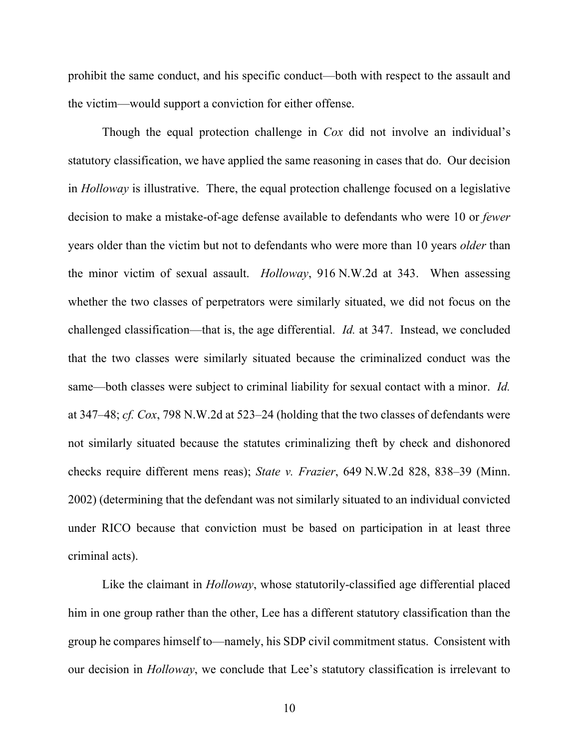prohibit the same conduct, and his specific conduct—both with respect to the assault and the victim—would support a conviction for either offense.

Though the equal protection challenge in *Cox* did not involve an individual's statutory classification, we have applied the same reasoning in cases that do. Our decision in *Holloway* is illustrative. There, the equal protection challenge focused on a legislative decision to make a mistake-of-age defense available to defendants who were 10 or *fewer* years older than the victim but not to defendants who were more than 10 years *older* than the minor victim of sexual assault. *Holloway*, 916 N.W.2d at 343. When assessing whether the two classes of perpetrators were similarly situated, we did not focus on the challenged classification—that is, the age differential. *Id.* at 347. Instead, we concluded that the two classes were similarly situated because the criminalized conduct was the same—both classes were subject to criminal liability for sexual contact with a minor. *Id.* at 347–48; *cf. Cox*, 798 N.W.2d at 523–24 (holding that the two classes of defendants were not similarly situated because the statutes criminalizing theft by check and dishonored checks require different mens reas); *State v. Frazier*, 649 N.W.2d 828, 838–39 (Minn. 2002) (determining that the defendant was not similarly situated to an individual convicted under RICO because that conviction must be based on participation in at least three criminal acts).

Like the claimant in *Holloway*, whose statutorily-classified age differential placed him in one group rather than the other, Lee has a different statutory classification than the group he compares himself to—namely, his SDP civil commitment status. Consistent with our decision in *Holloway*, we conclude that Lee's statutory classification is irrelevant to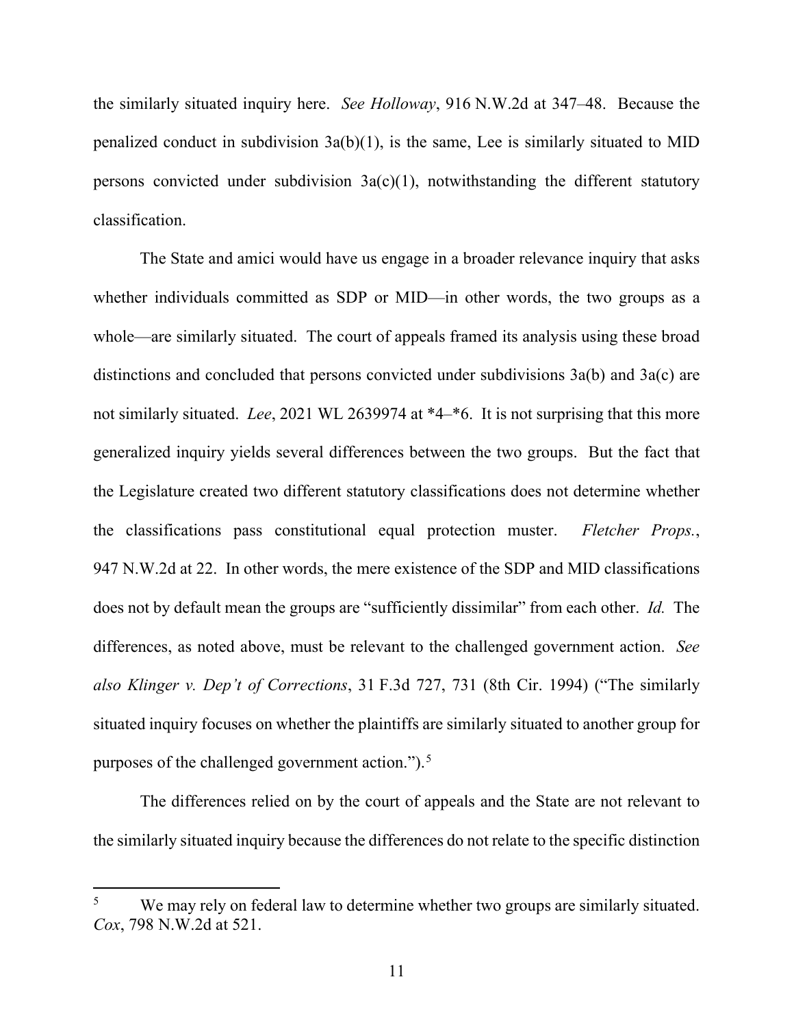the similarly situated inquiry here. *See Holloway*, 916 N.W.2d at 347–48. Because the penalized conduct in subdivision 3a(b)(1), is the same, Lee is similarly situated to MID persons convicted under subdivision 3a(c)(1), notwithstanding the different statutory classification.

The State and amici would have us engage in a broader relevance inquiry that asks whether individuals committed as SDP or MID—in other words, the two groups as a whole—are similarly situated. The court of appeals framed its analysis using these broad distinctions and concluded that persons convicted under subdivisions 3a(b) and 3a(c) are not similarly situated. *Lee*, 2021 WL 2639974 at \*4–\*6. It is not surprising that this more generalized inquiry yields several differences between the two groups. But the fact that the Legislature created two different statutory classifications does not determine whether the classifications pass constitutional equal protection muster. *Fletcher Props.*, 947 N.W.2d at 22. In other words, the mere existence of the SDP and MID classifications does not by default mean the groups are "sufficiently dissimilar" from each other. *Id.* The differences, as noted above, must be relevant to the challenged government action. *See also Klinger v. Dep't of Corrections*, 31 F.3d 727, 731 (8th Cir. 1994) ("The similarly situated inquiry focuses on whether the plaintiffs are similarly situated to another group for purposes of the challenged government action.").[5]

The differences relied on by the court of appeals and the State are not relevant to the similarly situated inquiry because the differences do not relate to the specific distinction

---

[5] We may rely on federal law to determine whether two groups are similarly situated. *Cox*, 798 N.W.2d at 521.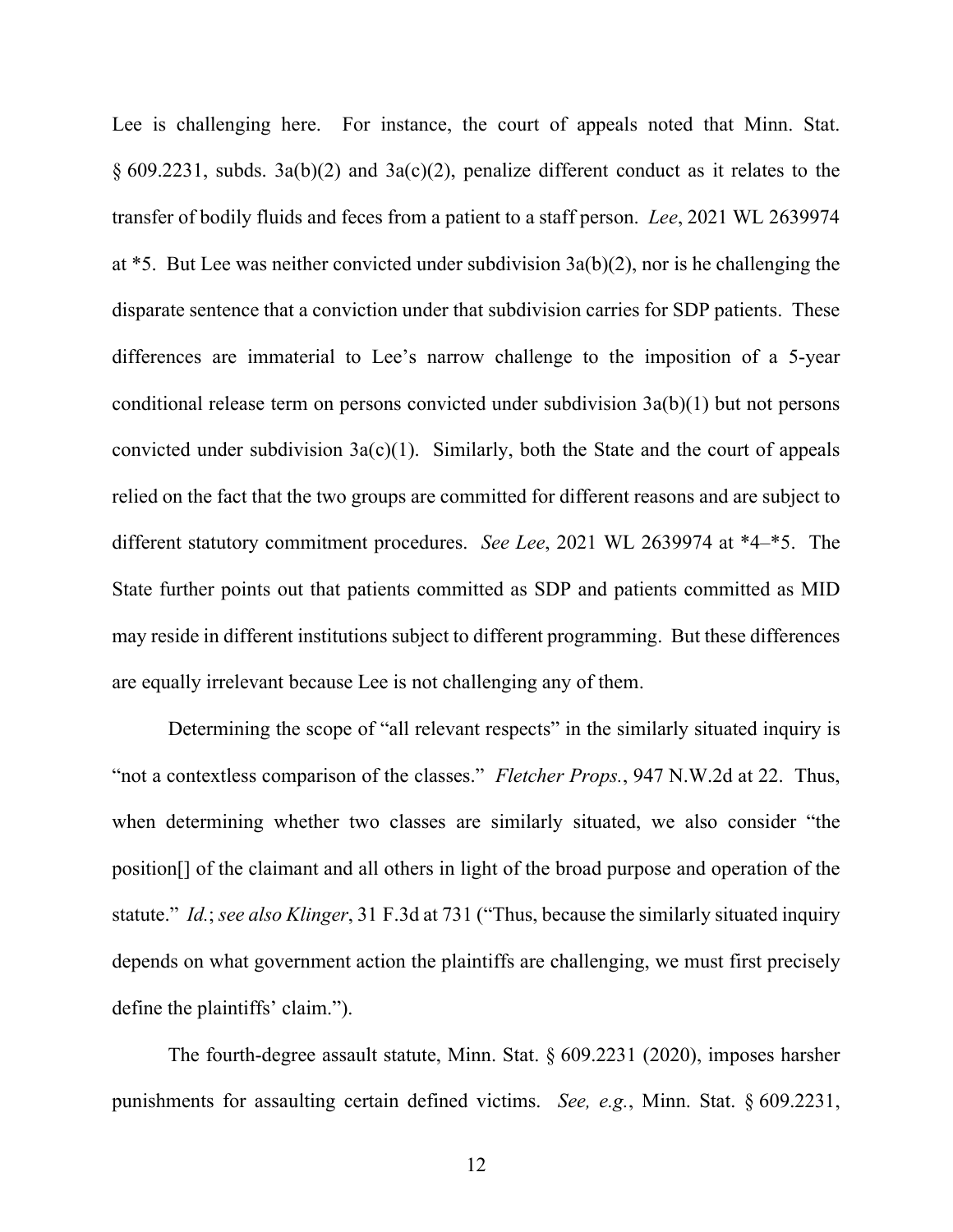Lee is challenging here. For instance, the court of appeals noted that Minn. Stat. § 609.2231, subds. 3a(b)(2) and 3a(c)(2), penalize different conduct as it relates to the transfer of bodily fluids and feces from a patient to a staff person. *Lee*, 2021 WL 2639974 at *5. But Lee was neither convicted under subdivision 3a(b)(2), nor is he challenging the disparate sentence that a conviction under that subdivision carries for SDP patients. These differences are immaterial to Lee's narrow challenge to the imposition of a 5-year conditional release term on persons convicted under subdivision 3a(b)(1) but not persons convicted under subdivision 3a(c)(1). Similarly, both the State and the court of appeals relied on the fact that the two groups are committed for different reasons and are subject to different statutory commitment procedures. *See Lee*, 2021 WL 2639974 at *4–*5. The State further points out that patients committed as SDP and patients committed as MID may reside in different institutions subject to different programming. But these differences are equally irrelevant because Lee is not challenging any of them.

Determining the scope of "all relevant respects" in the similarly situated inquiry is "not a contextless comparison of the classes." *Fletcher Props.*, 947 N.W.2d at 22. Thus, when determining whether two classes are similarly situated, we also consider "the position[] of the claimant and all others in light of the broad purpose and operation of the statute." *Id.*; *see also Klinger*, 31 F.3d at 731 ("Thus, because the similarly situated inquiry depends on what government action the plaintiffs are challenging, we must first precisely define the plaintiffs' claim.").

The fourth-degree assault statute, Minn. Stat. § 609.2231 (2020), imposes harsher punishments for assaulting certain defined victims. *See, e.g.*, Minn. Stat. § 609.2231,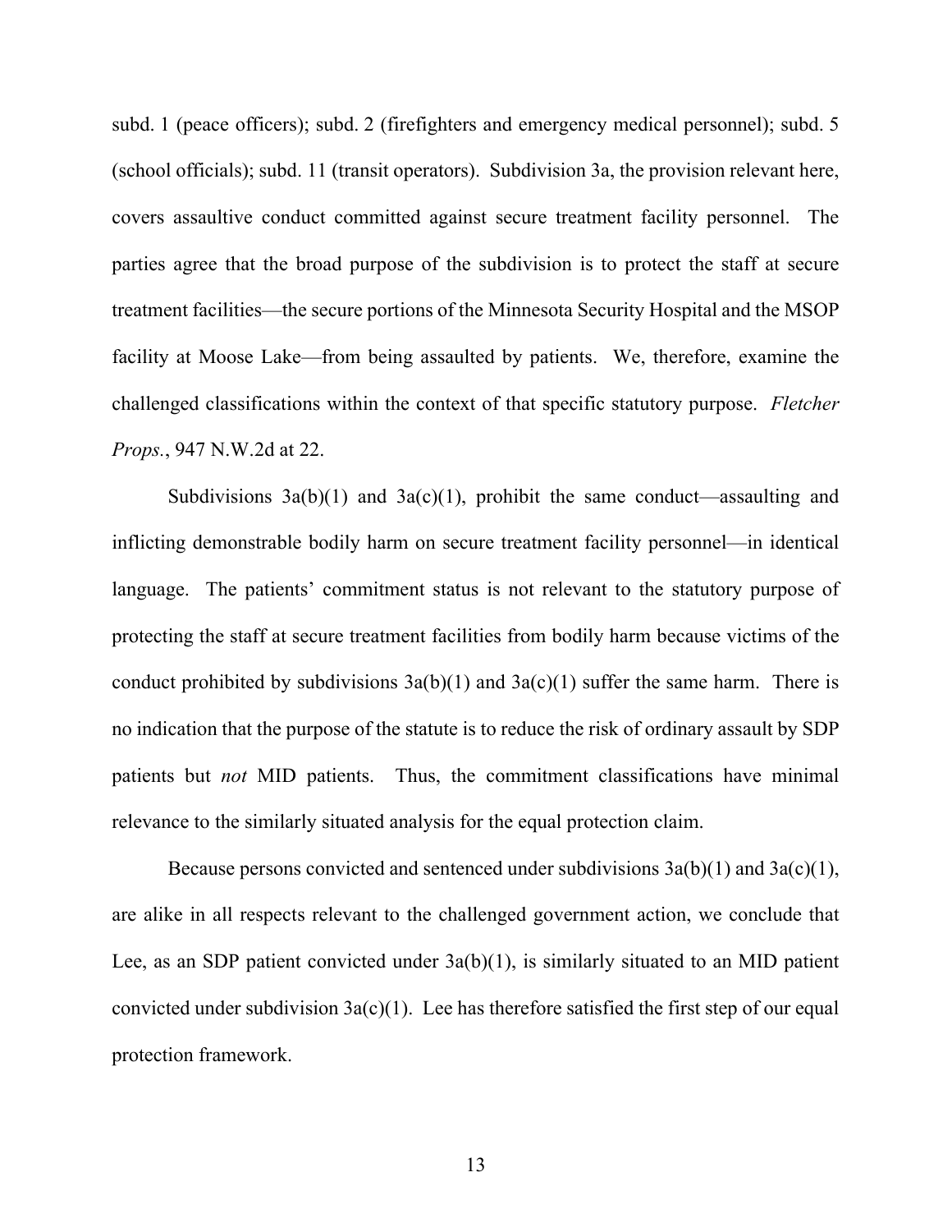subd. 1 (peace officers); subd. 2 (firefighters and emergency medical personnel); subd. 5 (school officials); subd. 11 (transit operators). Subdivision 3a, the provision relevant here, covers assaultive conduct committed against secure treatment facility personnel. The parties agree that the broad purpose of the subdivision is to protect the staff at secure treatment facilities—the secure portions of the Minnesota Security Hospital and the MSOP facility at Moose Lake—from being assaulted by patients. We, therefore, examine the challenged classifications within the context of that specific statutory purpose. *Fletcher Props.*, 947 N.W.2d at 22.

Subdivisions 3a(b)(1) and 3a(c)(1), prohibit the same conduct—assaulting and inflicting demonstrable bodily harm on secure treatment facility personnel—in identical language. The patients' commitment status is not relevant to the statutory purpose of protecting the staff at secure treatment facilities from bodily harm because victims of the conduct prohibited by subdivisions 3a(b)(1) and 3a(c)(1) suffer the same harm. There is no indication that the purpose of the statute is to reduce the risk of ordinary assault by SDP patients but *not* MID patients. Thus, the commitment classifications have minimal relevance to the similarly situated analysis for the equal protection claim.

Because persons convicted and sentenced under subdivisions 3a(b)(1) and 3a(c)(1), are alike in all respects relevant to the challenged government action, we conclude that Lee, as an SDP patient convicted under 3a(b)(1), is similarly situated to an MID patient convicted under subdivision 3a(c)(1). Lee has therefore satisfied the first step of our equal protection framework.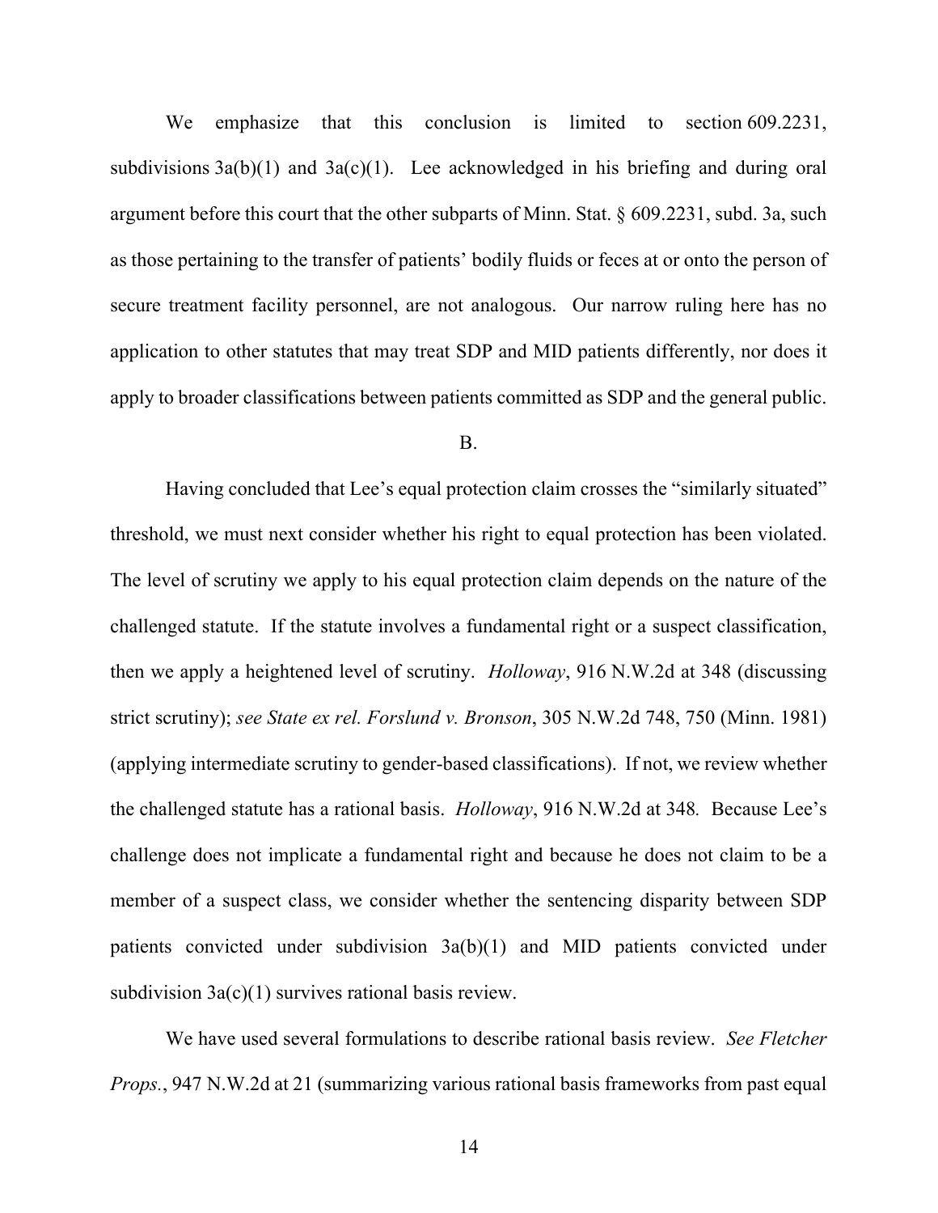We emphasize that this conclusion is limited to section 609.2231, subdivisions 3a(b)(1) and 3a(c)(1). Lee acknowledged in his briefing and during oral argument before this court that the other subparts of Minn. Stat. § 609.2231, subd. 3a, such as those pertaining to the transfer of patients' bodily fluids or feces at or onto the person of secure treatment facility personnel, are not analogous. Our narrow ruling here has no application to other statutes that may treat SDP and MID patients differently, nor does it apply to broader classifications between patients committed as SDP and the general public.

B.

Having concluded that Lee's equal protection claim crosses the "similarly situated" threshold, we must next consider whether his right to equal protection has been violated. The level of scrutiny we apply to his equal protection claim depends on the nature of the challenged statute. If the statute involves a fundamental right or a suspect classification, then we apply a heightened level of scrutiny. *Holloway*, 916 N.W.2d at 348 (discussing strict scrutiny); *see State ex rel. Forslund v. Bronson*, 305 N.W.2d 748, 750 (Minn. 1981) (applying intermediate scrutiny to gender-based classifications). If not, we review whether the challenged statute has a rational basis. *Holloway*, 916 N.W.2d at 348. Because Lee's challenge does not implicate a fundamental right and because he does not claim to be a member of a suspect class, we consider whether the sentencing disparity between SDP patients convicted under subdivision 3a(b)(1) and MID patients convicted under subdivision 3a(c)(1) survives rational basis review.

We have used several formulations to describe rational basis review. *See Fletcher Props.*, 947 N.W.2d at 21 (summarizing various rational basis frameworks from past equal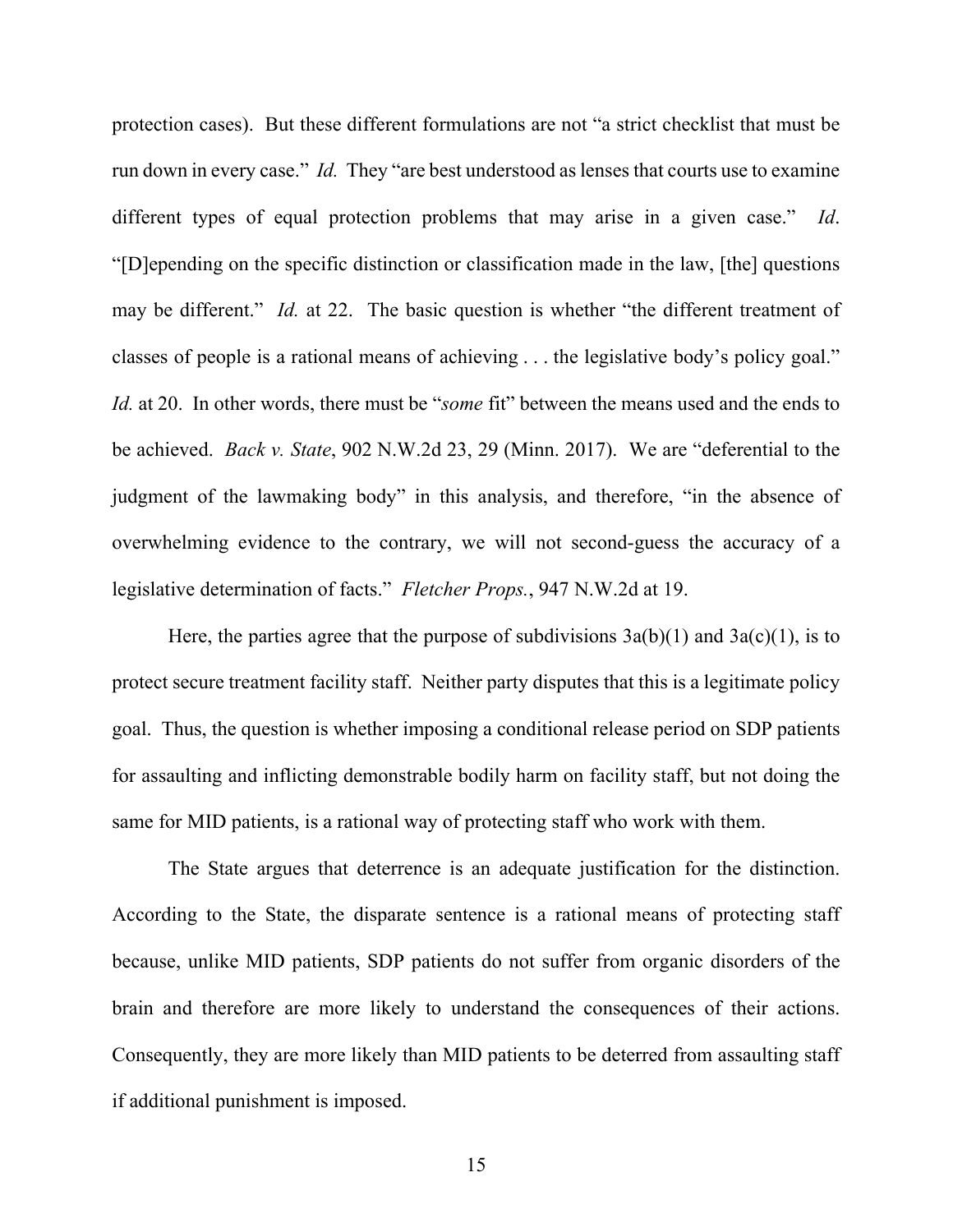protection cases). But these different formulations are not "a strict checklist that must be run down in every case." *Id.* They "are best understood as lenses that courts use to examine different types of equal protection problems that may arise in a given case." *Id*. "[D]epending on the specific distinction or classification made in the law, [the] questions may be different." *Id.* at 22. The basic question is whether "the different treatment of classes of people is a rational means of achieving . . . the legislative body's policy goal." *Id.* at 20. In other words, there must be "*some* fit" between the means used and the ends to be achieved. *Back v. State*, 902 N.W.2d 23, 29 (Minn. 2017). We are "deferential to the judgment of the lawmaking body" in this analysis, and therefore, "in the absence of overwhelming evidence to the contrary, we will not second-guess the accuracy of a legislative determination of facts." *Fletcher Props.*, 947 N.W.2d at 19.

Here, the parties agree that the purpose of subdivisions 3a(b)(1) and 3a(c)(1), is to protect secure treatment facility staff. Neither party disputes that this is a legitimate policy goal. Thus, the question is whether imposing a conditional release period on SDP patients for assaulting and inflicting demonstrable bodily harm on facility staff, but not doing the same for MID patients, is a rational way of protecting staff who work with them.

The State argues that deterrence is an adequate justification for the distinction. According to the State, the disparate sentence is a rational means of protecting staff because, unlike MID patients, SDP patients do not suffer from organic disorders of the brain and therefore are more likely to understand the consequences of their actions. Consequently, they are more likely than MID patients to be deterred from assaulting staff if additional punishment is imposed.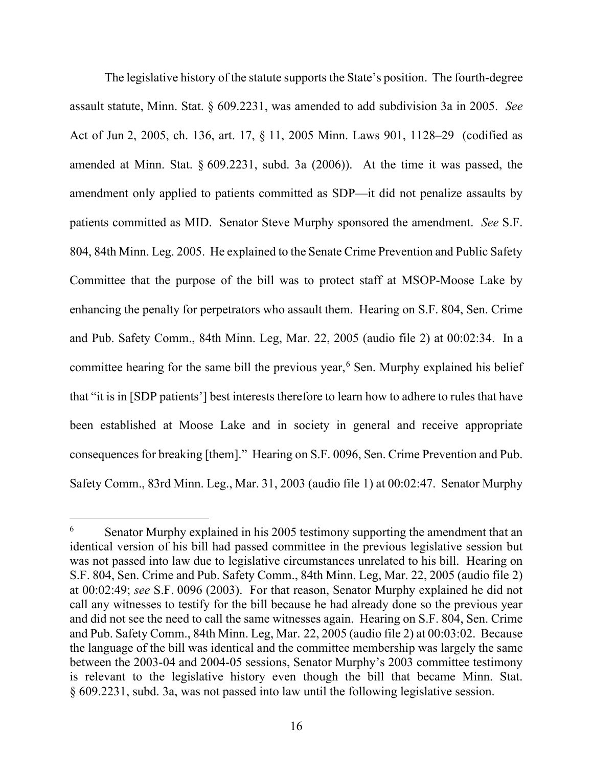The legislative history of the statute supports the State's position. The fourth-degree assault statute, Minn. Stat. § 609.2231, was amended to add subdivision 3a in 2005. *See* Act of Jun 2, 2005, ch. 136, art. 17, § 11, 2005 Minn. Laws 901, 1128–29 (codified as amended at Minn. Stat. § 609.2231, subd. 3a (2006)). At the time it was passed, the amendment only applied to patients committed as SDP—it did not penalize assaults by patients committed as MID. Senator Steve Murphy sponsored the amendment. *See* S.F. 804, 84th Minn. Leg. 2005. He explained to the Senate Crime Prevention and Public Safety Committee that the purpose of the bill was to protect staff at MSOP-Moose Lake by enhancing the penalty for perpetrators who assault them. Hearing on S.F. 804, Sen. Crime and Pub. Safety Comm., 84th Minn. Leg, Mar. 22, 2005 (audio file 2) at 00:02:34. In a committee hearing for the same bill the previous year,[6] Sen. Murphy explained his belief that "it is in [SDP patients'] best interests therefore to learn how to adhere to rules that have been established at Moose Lake and in society in general and receive appropriate consequences for breaking [them]." Hearing on S.F. 0096, Sen. Crime Prevention and Pub. Safety Comm., 83rd Minn. Leg., Mar. 31, 2003 (audio file 1) at 00:02:47. Senator Murphy

---

[6] Senator Murphy explained in his 2005 testimony supporting the amendment that an identical version of his bill had passed committee in the previous legislative session but was not passed into law due to legislative circumstances unrelated to his bill. Hearing on S.F. 804, Sen. Crime and Pub. Safety Comm., 84th Minn. Leg, Mar. 22, 2005 (audio file 2) at 00:02:49; *see* S.F. 0096 (2003). For that reason, Senator Murphy explained he did not call any witnesses to testify for the bill because he had already done so the previous year and did not see the need to call the same witnesses again. Hearing on S.F. 804, Sen. Crime and Pub. Safety Comm., 84th Minn. Leg, Mar. 22, 2005 (audio file 2) at 00:03:02. Because the language of the bill was identical and the committee membership was largely the same between the 2003-04 and 2004-05 sessions, Senator Murphy's 2003 committee testimony is relevant to the legislative history even though the bill that became Minn. Stat. § 609.2231, subd. 3a, was not passed into law until the following legislative session.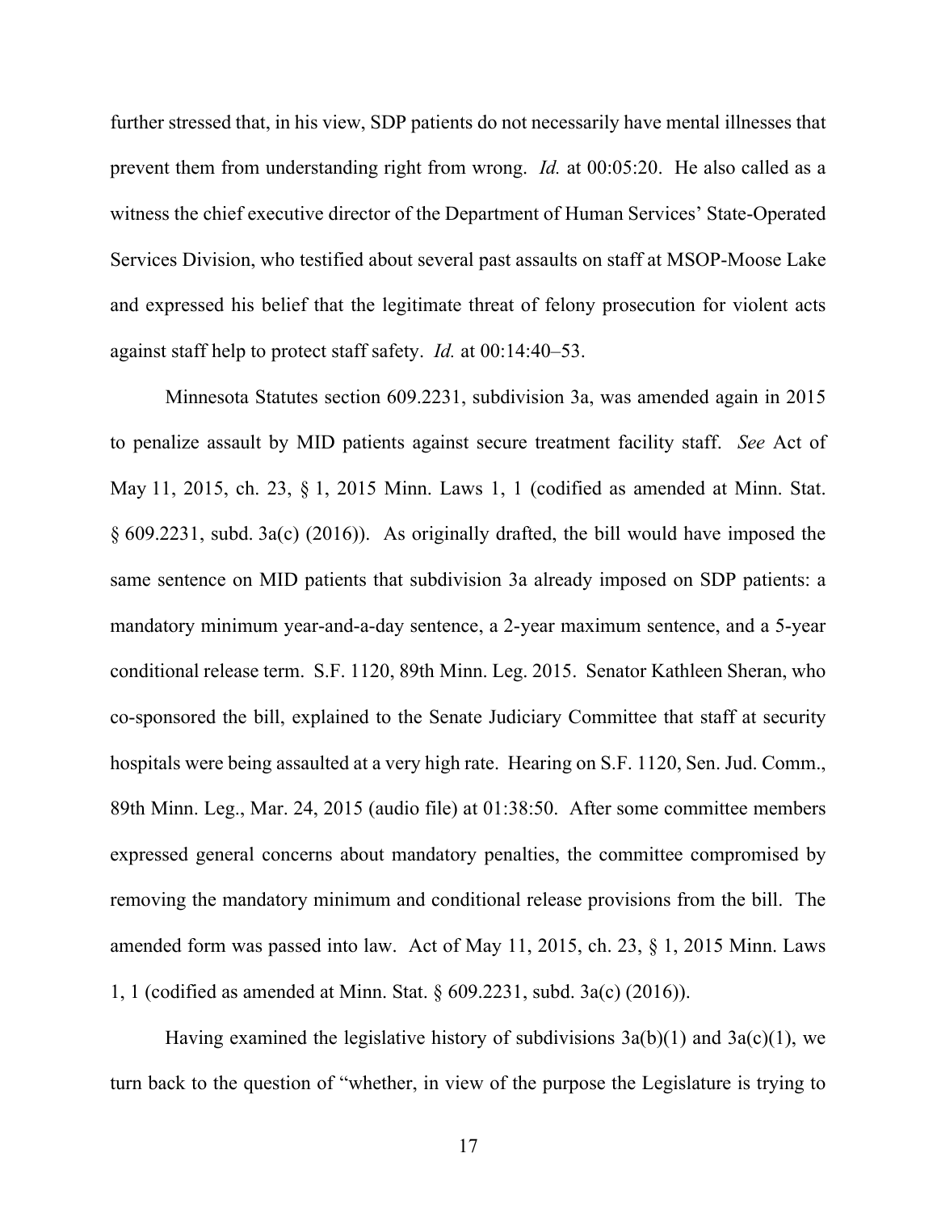further stressed that, in his view, SDP patients do not necessarily have mental illnesses that prevent them from understanding right from wrong. *Id.* at 00:05:20. He also called as a witness the chief executive director of the Department of Human Services' State-Operated Services Division, who testified about several past assaults on staff at MSOP-Moose Lake and expressed his belief that the legitimate threat of felony prosecution for violent acts against staff help to protect staff safety. *Id.* at 00:14:40–53.

Minnesota Statutes section 609.2231, subdivision 3a, was amended again in 2015 to penalize assault by MID patients against secure treatment facility staff. *See* Act of May 11, 2015, ch. 23, § 1, 2015 Minn. Laws 1, 1 (codified as amended at Minn. Stat. § 609.2231, subd. 3a(c) (2016)). As originally drafted, the bill would have imposed the same sentence on MID patients that subdivision 3a already imposed on SDP patients: a mandatory minimum year-and-a-day sentence, a 2-year maximum sentence, and a 5-year conditional release term. S.F. 1120, 89th Minn. Leg. 2015. Senator Kathleen Sheran, who co-sponsored the bill, explained to the Senate Judiciary Committee that staff at security hospitals were being assaulted at a very high rate. Hearing on S.F. 1120, Sen. Jud. Comm., 89th Minn. Leg., Mar. 24, 2015 (audio file) at 01:38:50. After some committee members expressed general concerns about mandatory penalties, the committee compromised by removing the mandatory minimum and conditional release provisions from the bill. The amended form was passed into law. Act of May 11, 2015, ch. 23, § 1, 2015 Minn. Laws 1, 1 (codified as amended at Minn. Stat. § 609.2231, subd. 3a(c) (2016)).

Having examined the legislative history of subdivisions 3a(b)(1) and 3a(c)(1), we turn back to the question of "whether, in view of the purpose the Legislature is trying to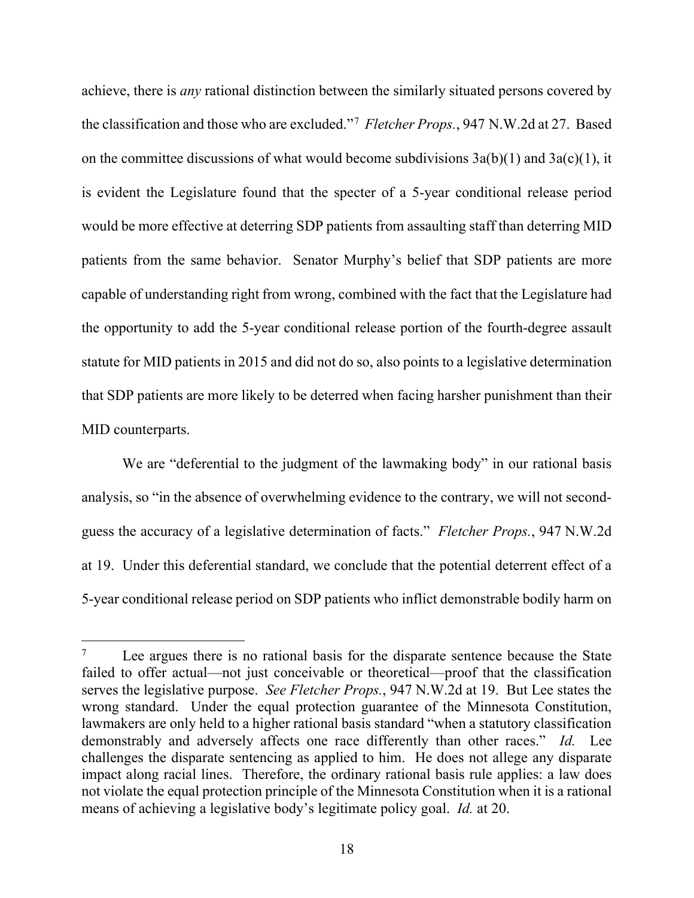achieve, there is *any* rational distinction between the similarly situated persons covered by the classification and those who are excluded."[7] *Fletcher Props.*, 947 N.W.2d at 27. Based on the committee discussions of what would become subdivisions 3a(b)(1) and 3a(c)(1), it is evident the Legislature found that the specter of a 5-year conditional release period would be more effective at deterring SDP patients from assaulting staff than deterring MID patients from the same behavior. Senator Murphy's belief that SDP patients are more capable of understanding right from wrong, combined with the fact that the Legislature had the opportunity to add the 5-year conditional release portion of the fourth-degree assault statute for MID patients in 2015 and did not do so, also points to a legislative determination that SDP patients are more likely to be deterred when facing harsher punishment than their MID counterparts.

We are "deferential to the judgment of the lawmaking body" in our rational basis analysis, so "in the absence of overwhelming evidence to the contrary, we will not second-guess the accuracy of a legislative determination of facts." *Fletcher Props.*, 947 N.W.2d at 19. Under this deferential standard, we conclude that the potential deterrent effect of a 5-year conditional release period on SDP patients who inflict demonstrable bodily harm on

---

[7] Lee argues there is no rational basis for the disparate sentence because the State failed to offer actual—not just conceivable or theoretical—proof that the classification serves the legislative purpose. *See Fletcher Props.*, 947 N.W.2d at 19. But Lee states the wrong standard. Under the equal protection guarantee of the Minnesota Constitution, lawmakers are only held to a higher rational basis standard "when a statutory classification demonstrably and adversely affects one race differently than other races." *Id.* Lee challenges the disparate sentencing as applied to him. He does not allege any disparate impact along racial lines. Therefore, the ordinary rational basis rule applies: a law does not violate the equal protection principle of the Minnesota Constitution when it is a rational means of achieving a legislative body's legitimate policy goal. *Id.* at 20.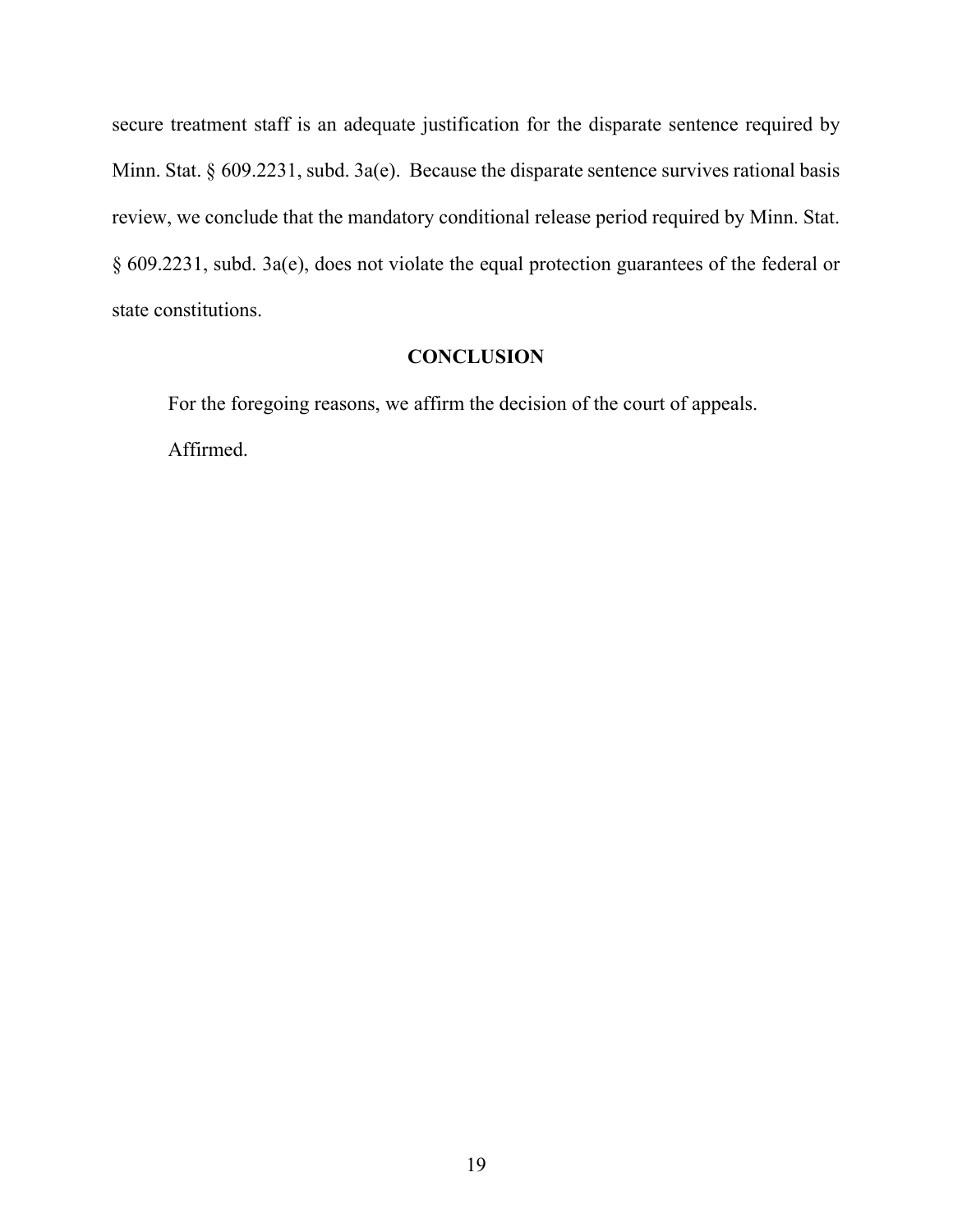secure treatment staff is an adequate justification for the disparate sentence required by Minn. Stat. § 609.2231, subd. 3a(e). Because the disparate sentence survives rational basis review, we conclude that the mandatory conditional release period required by Minn. Stat. § 609.2231, subd. 3a(e), does not violate the equal protection guarantees of the federal or state constitutions.

## CONCLUSION

For the foregoing reasons, we affirm the decision of the court of appeals.

Affirmed.